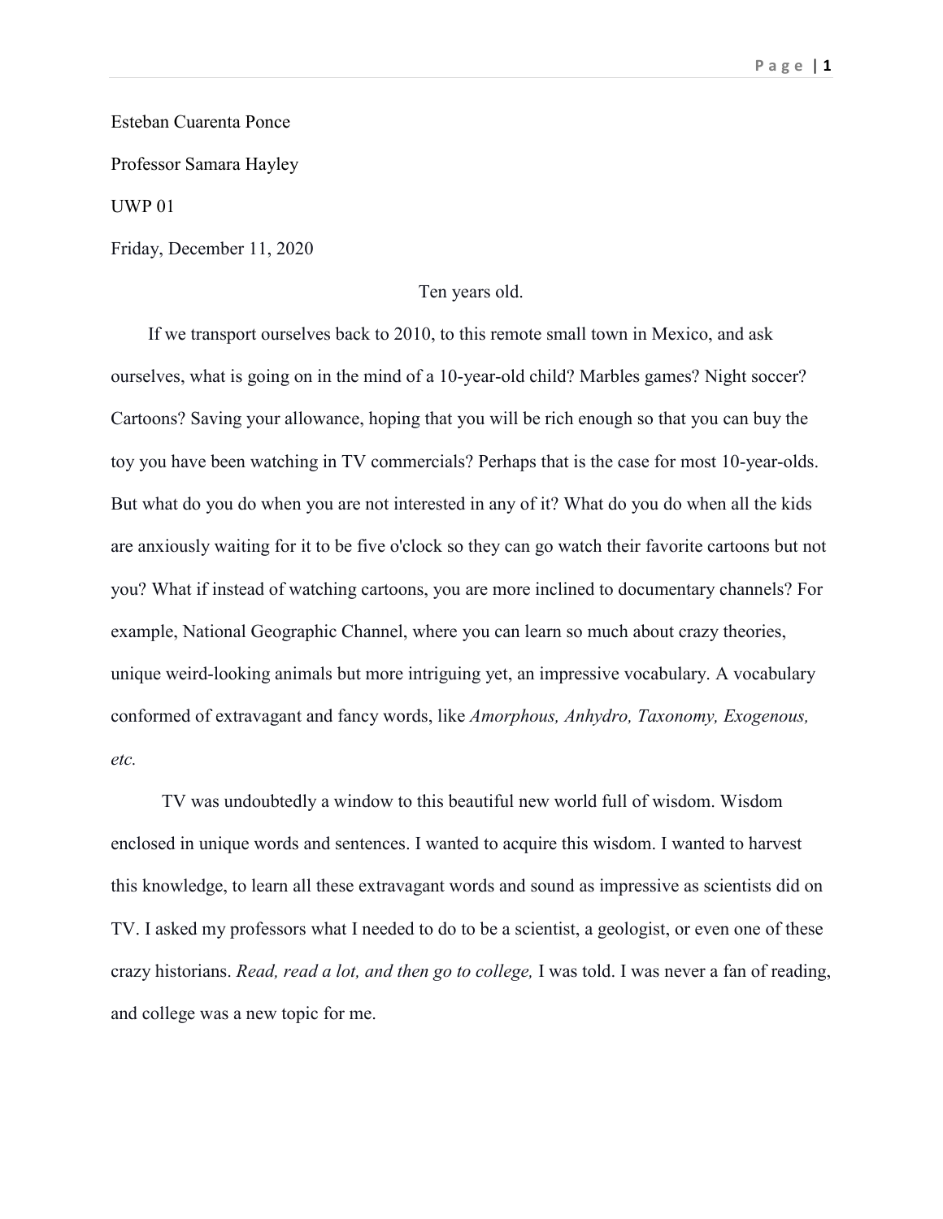Esteban Cuarenta Ponce

Professor Samara Hayley

UWP 01

Friday, December 11, 2020

Ten years old.

If we transport ourselves back to 2010, to this remote small town in Mexico, and ask ourselves, what is going on in the mind of a 10-year-old child? Marbles games? Night soccer? Cartoons? Saving your allowance, hoping that you will be rich enough so that you can buy the toy you have been watching in TV commercials? Perhaps that is the case for most 10-year-olds. But what do you do when you are not interested in any of it? What do you do when all the kids are anxiously waiting for it to be five o'clock so they can go watch their favorite cartoons but not you? What if instead of watching cartoons, you are more inclined to documentary channels? For example, National Geographic Channel, where you can learn so much about crazy theories, unique weird-looking animals but more intriguing yet, an impressive vocabulary. A vocabulary conformed of extravagant and fancy words, like *Amorphous, Anhydro, Taxonomy, Exogenous, etc.*

TV was undoubtedly a window to this beautiful new world full of wisdom. Wisdom enclosed in unique words and sentences. I wanted to acquire this wisdom. I wanted to harvest this knowledge, to learn all these extravagant words and sound as impressive as scientists did on TV. I asked my professors what I needed to do to be a scientist, a geologist, or even one of these crazy historians. *Read, read a lot, and then go to college,* I was told. I was never a fan of reading, and college was a new topic for me.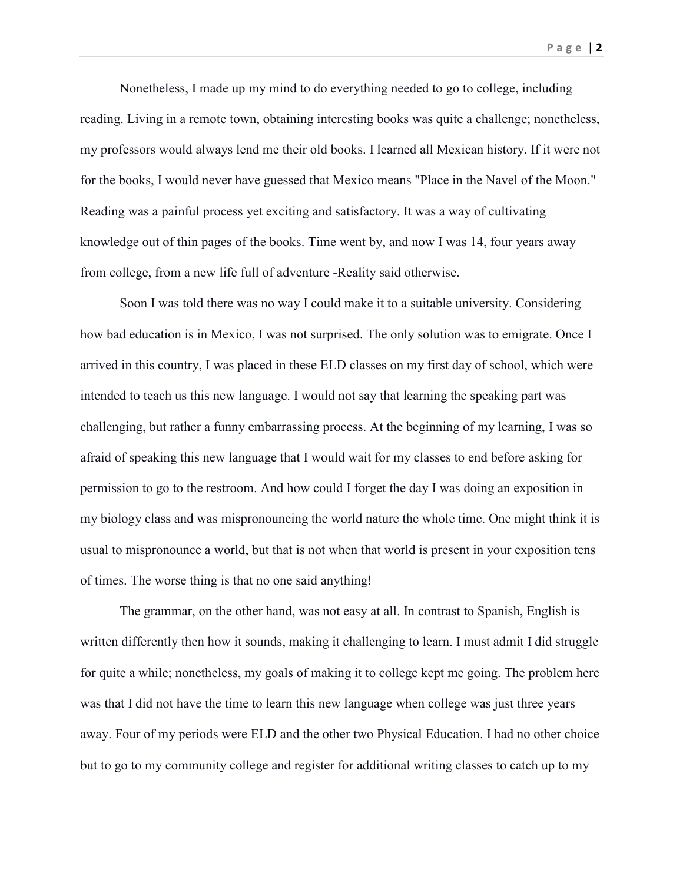Nonetheless, I made up my mind to do everything needed to go to college, including reading. Living in a remote town, obtaining interesting books was quite a challenge; nonetheless, my professors would always lend me their old books. I learned all Mexican history. If it were not for the books, I would never have guessed that Mexico means "Place in the Navel of the Moon." Reading was a painful process yet exciting and satisfactory. It was a way of cultivating knowledge out of thin pages of the books. Time went by, and now I was 14, four years away from college, from a new life full of adventure -Reality said otherwise.

Soon I was told there was no way I could make it to a suitable university. Considering how bad education is in Mexico, I was not surprised. The only solution was to emigrate. Once I arrived in this country, I was placed in these ELD classes on my first day of school, which were intended to teach us this new language. I would not say that learning the speaking part was challenging, but rather a funny embarrassing process. At the beginning of my learning, I was so afraid of speaking this new language that I would wait for my classes to end before asking for permission to go to the restroom. And how could I forget the day I was doing an exposition in my biology class and was mispronouncing the world nature the whole time. One might think it is usual to mispronounce a world, but that is not when that world is present in your exposition tens of times. The worse thing is that no one said anything!

The grammar, on the other hand, was not easy at all. In contrast to Spanish, English is written differently then how it sounds, making it challenging to learn. I must admit I did struggle for quite a while; nonetheless, my goals of making it to college kept me going. The problem here was that I did not have the time to learn this new language when college was just three years away. Four of my periods were ELD and the other two Physical Education. I had no other choice but to go to my community college and register for additional writing classes to catch up to my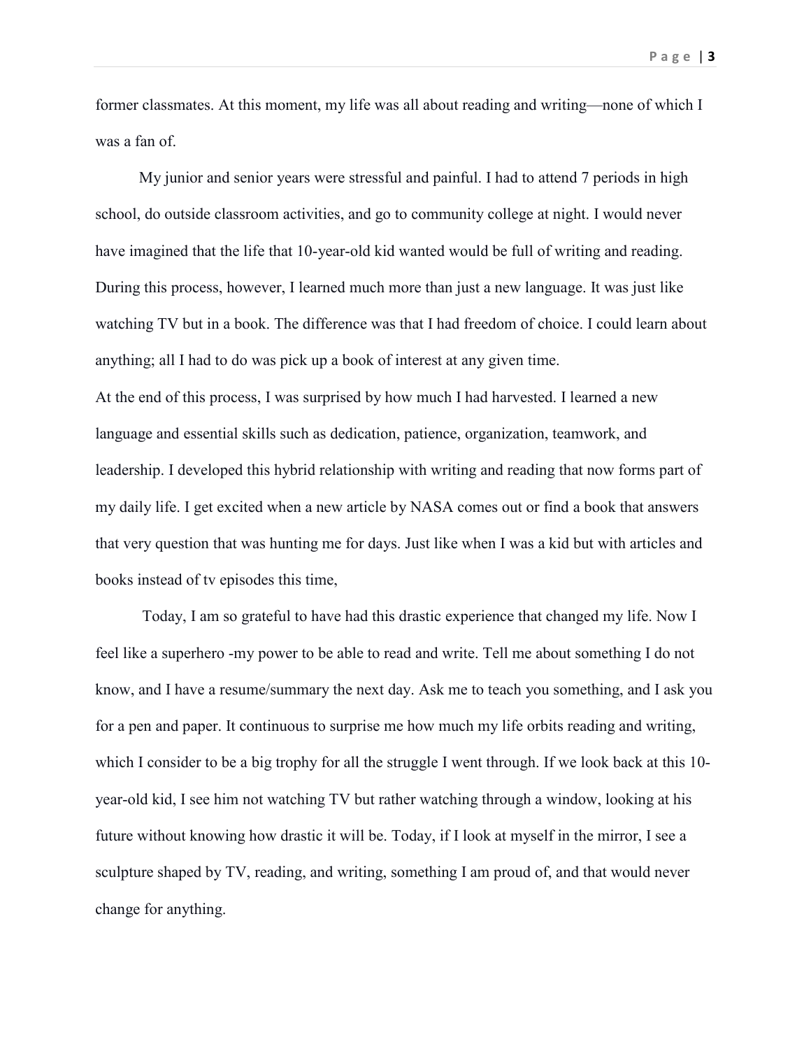former classmates. At this moment, my life was all about reading and writing—none of which I was a fan of.

My junior and senior years were stressful and painful. I had to attend 7 periods in high school, do outside classroom activities, and go to community college at night. I would never have imagined that the life that 10-year-old kid wanted would be full of writing and reading. During this process, however, I learned much more than just a new language. It was just like watching TV but in a book. The difference was that I had freedom of choice. I could learn about anything; all I had to do was pick up a book of interest at any given time.

At the end of this process, I was surprised by how much I had harvested. I learned a new language and essential skills such as dedication, patience, organization, teamwork, and leadership. I developed this hybrid relationship with writing and reading that now forms part of my daily life. I get excited when a new article by NASA comes out or find a book that answers that very question that was hunting me for days. Just like when I was a kid but with articles and books instead of tv episodes this time,

Today, I am so grateful to have had this drastic experience that changed my life. Now I feel like a superhero -my power to be able to read and write. Tell me about something I do not know, and I have a resume/summary the next day. Ask me to teach you something, and I ask you for a pen and paper. It continuous to surprise me how much my life orbits reading and writing, which I consider to be a big trophy for all the struggle I went through. If we look back at this 10-year-old kid, I see him not watching TV but rather watching through a window, looking at his future without knowing how drastic it will be. Today, if I look at myself in the mirror, I see a sculpture shaped by TV, reading, and writing, something I am proud of, and that would never change for anything.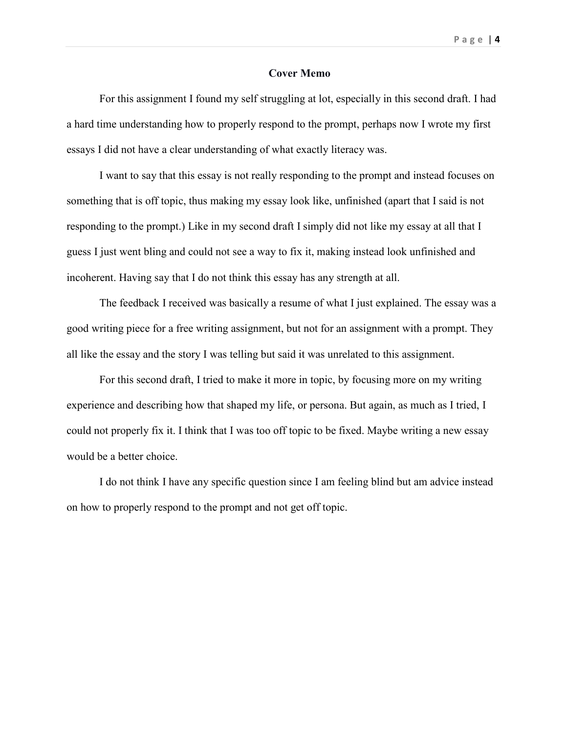## Cover Memo

For this assignment I found my self struggling at lot, especially in this second draft. I had a hard time understanding how to properly respond to the prompt, perhaps now I wrote my first essays I did not have a clear understanding of what exactly literacy was.

I want to say that this essay is not really responding to the prompt and instead focuses on something that is off topic, thus making my essay look like, unfinished (apart that I said is not responding to the prompt.) Like in my second draft I simply did not like my essay at all that I guess I just went bling and could not see a way to fix it, making instead look unfinished and incoherent. Having say that I do not think this essay has any strength at all.

The feedback I received was basically a resume of what I just explained. The essay was a good writing piece for a free writing assignment, but not for an assignment with a prompt. They all like the essay and the story I was telling but said it was unrelated to this assignment.

For this second draft, I tried to make it more in topic, by focusing more on my writing experience and describing how that shaped my life, or persona. But again, as much as I tried, I could not properly fix it. I think that I was too off topic to be fixed. Maybe writing a new essay would be a better choice.

I do not think I have any specific question since I am feeling blind but am advice instead on how to properly respond to the prompt and not get off topic.